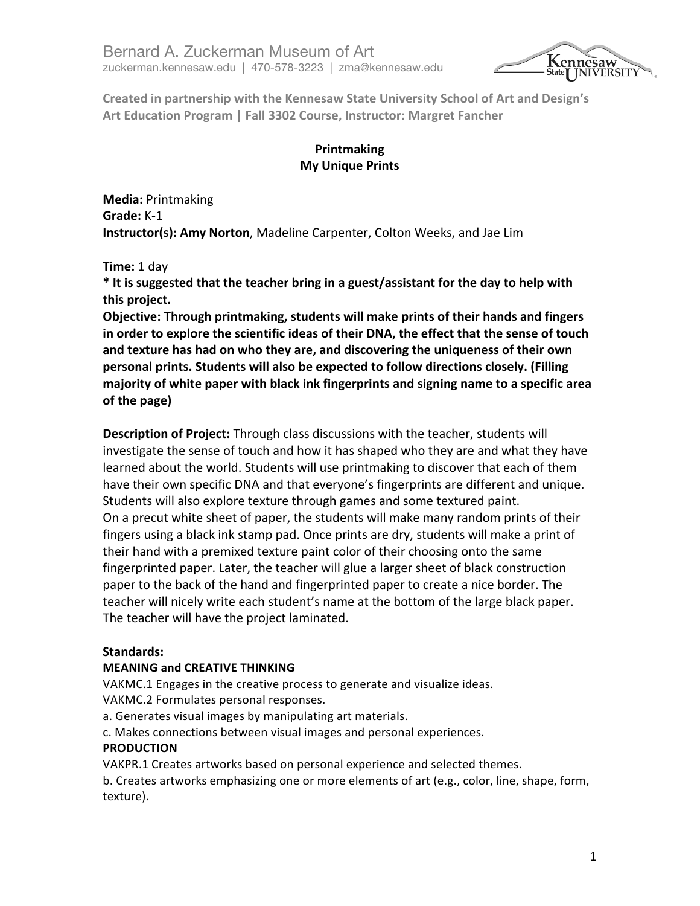Bernard A. Zuckerman Museum of Art
zuckerman.kennesaw.edu | 470-578-3223 | zma@kennesaw.edu

**Created in partnership with the Kennesaw State University School of Art and Design's Art Education Program | Fall 3302 Course, Instructor: Margret Fancher**

# Printmaking
## My Unique Prints

**Media:** Printmaking
**Grade:** K-1
**Instructor(s): Amy Norton**, Madeline Carpenter, Colton Weeks, and Jae Lim

**Time:** 1 day
**\* It is suggested that the teacher bring in a guest/assistant for the day to help with this project.**
**Objective: Through printmaking, students will make prints of their hands and fingers in order to explore the scientific ideas of their DNA, the effect that the sense of touch and texture has had on who they are, and discovering the uniqueness of their own personal prints. Students will also be expected to follow directions closely. (Filling majority of white paper with black ink fingerprints and signing name to a specific area of the page)**

**Description of Project:** Through class discussions with the teacher, students will investigate the sense of touch and how it has shaped who they are and what they have learned about the world. Students will use printmaking to discover that each of them have their own specific DNA and that everyone's fingerprints are different and unique. Students will also explore texture through games and some textured paint.
On a precut white sheet of paper, the students will make many random prints of their fingers using a black ink stamp pad. Once prints are dry, students will make a print of their hand with a premixed texture paint color of their choosing onto the same fingerprinted paper. Later, the teacher will glue a larger sheet of black construction paper to the back of the hand and fingerprinted paper to create a nice border. The teacher will nicely write each student's name at the bottom of the large black paper. The teacher will have the project laminated.

**Standards:**
**MEANING and CREATIVE THINKING**
VAKMC.1 Engages in the creative process to generate and visualize ideas.
VAKMC.2 Formulates personal responses.
a. Generates visual images by manipulating art materials.
c. Makes connections between visual images and personal experiences.
**PRODUCTION**
VAKPR.1 Creates artworks based on personal experience and selected themes.
b. Creates artworks emphasizing one or more elements of art (e.g., color, line, shape, form, texture).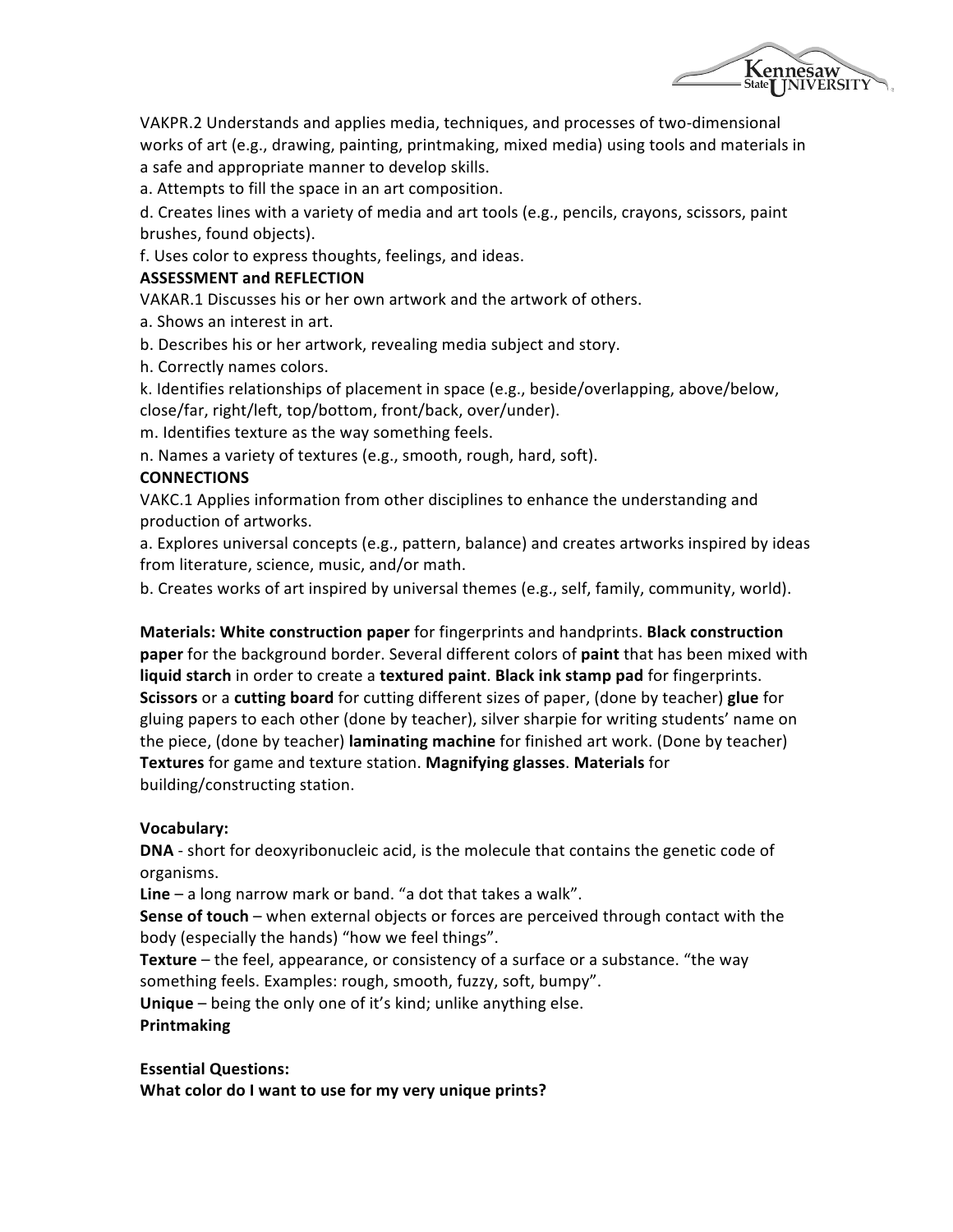VAKPR.2 Understands and applies media, techniques, and processes of two-dimensional works of art (e.g., drawing, painting, printmaking, mixed media) using tools and materials in a safe and appropriate manner to develop skills.

a. Attempts to fill the space in an art composition.

d. Creates lines with a variety of media and art tools (e.g., pencils, crayons, scissors, paint brushes, found objects).

f. Uses color to express thoughts, feelings, and ideas.

**ASSESSMENT and REFLECTION**

VAKAR.1 Discusses his or her own artwork and the artwork of others.

a. Shows an interest in art.

b. Describes his or her artwork, revealing media subject and story.

h. Correctly names colors.

k. Identifies relationships of placement in space (e.g., beside/overlapping, above/below, close/far, right/left, top/bottom, front/back, over/under).

m. Identifies texture as the way something feels.

n. Names a variety of textures (e.g., smooth, rough, hard, soft).

**CONNECTIONS**

VAKC.1 Applies information from other disciplines to enhance the understanding and production of artworks.

a. Explores universal concepts (e.g., pattern, balance) and creates artworks inspired by ideas from literature, science, music, and/or math.

b. Creates works of art inspired by universal themes (e.g., self, family, community, world).

**Materials: White construction paper** for fingerprints and handprints. **Black construction paper** for the background border. Several different colors of **paint** that has been mixed with **liquid starch** in order to create a **textured paint**. **Black ink stamp pad** for fingerprints. **Scissors** or a **cutting board** for cutting different sizes of paper, (done by teacher) **glue** for gluing papers to each other (done by teacher), silver sharpie for writing students' name on the piece, (done by teacher) **laminating machine** for finished art work. (Done by teacher) **Textures** for game and texture station. **Magnifying glasses**. **Materials** for building/constructing station.

**Vocabulary:**

**DNA** - short for deoxyribonucleic acid, is the molecule that contains the genetic code of organisms.

**Line** – a long narrow mark or band. "a dot that takes a walk".

**Sense of touch** – when external objects or forces are perceived through contact with the body (especially the hands) "how we feel things".

**Texture** – the feel, appearance, or consistency of a surface or a substance. "the way something feels. Examples: rough, smooth, fuzzy, soft, bumpy".

**Unique** – being the only one of it's kind; unlike anything else.

**Printmaking**

**Essential Questions:**

**What color do I want to use for my very unique prints?**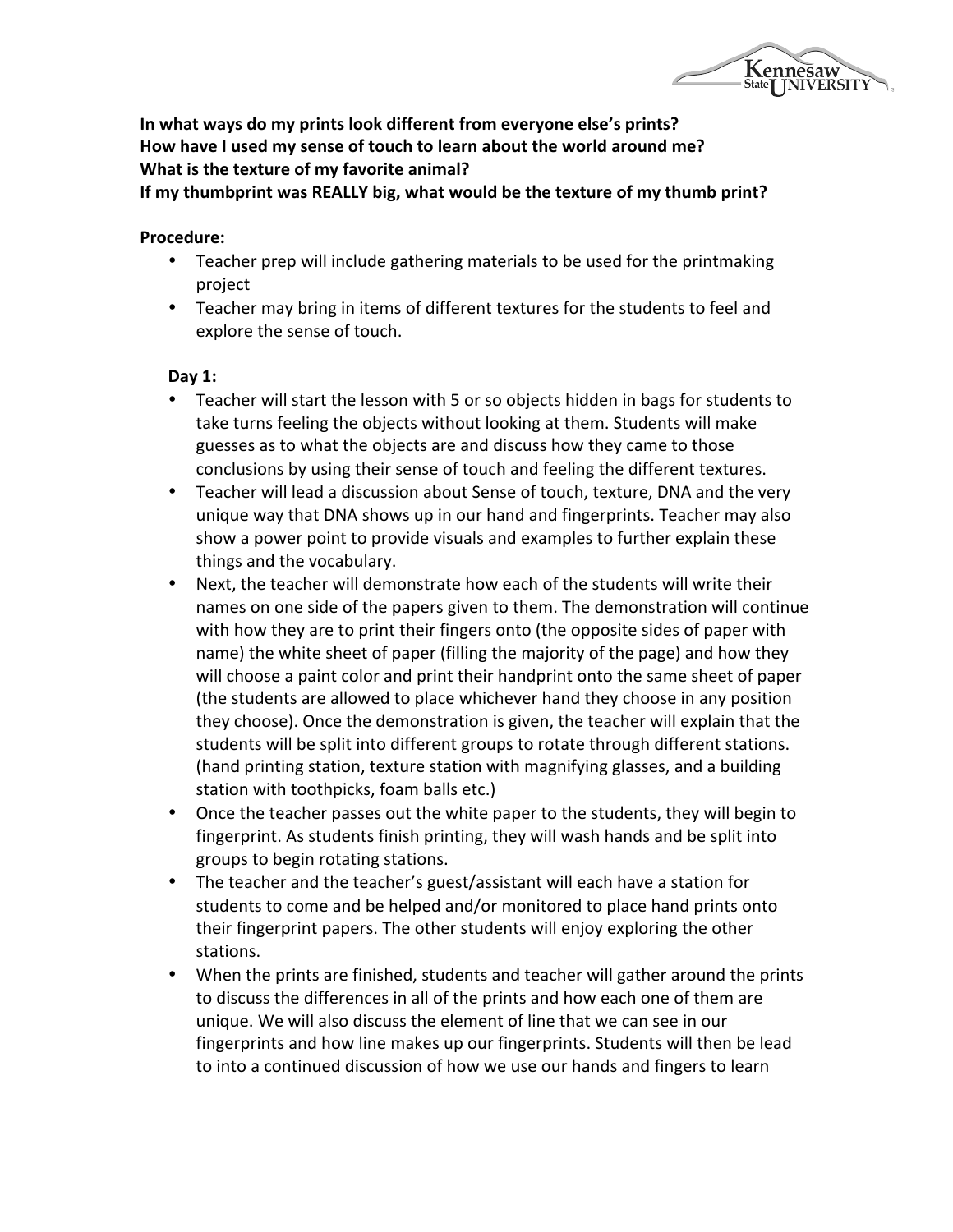**In what ways do my prints look different from everyone else's prints?**
**How have I used my sense of touch to learn about the world around me?**
**What is the texture of my favorite animal?**
**If my thumbprint was REALLY big, what would be the texture of my thumb print?**

**Procedure:**

- Teacher prep will include gathering materials to be used for the printmaking project
- Teacher may bring in items of different textures for the students to feel and explore the sense of touch.

**Day 1:**

- Teacher will start the lesson with 5 or so objects hidden in bags for students to take turns feeling the objects without looking at them. Students will make guesses as to what the objects are and discuss how they came to those conclusions by using their sense of touch and feeling the different textures.
- Teacher will lead a discussion about Sense of touch, texture, DNA and the very unique way that DNA shows up in our hand and fingerprints. Teacher may also show a power point to provide visuals and examples to further explain these things and the vocabulary.
- Next, the teacher will demonstrate how each of the students will write their names on one side of the papers given to them. The demonstration will continue with how they are to print their fingers onto (the opposite sides of paper with name) the white sheet of paper (filling the majority of the page) and how they will choose a paint color and print their handprint onto the same sheet of paper (the students are allowed to place whichever hand they choose in any position they choose). Once the demonstration is given, the teacher will explain that the students will be split into different groups to rotate through different stations. (hand printing station, texture station with magnifying glasses, and a building station with toothpicks, foam balls etc.)
- Once the teacher passes out the white paper to the students, they will begin to fingerprint. As students finish printing, they will wash hands and be split into groups to begin rotating stations.
- The teacher and the teacher's guest/assistant will each have a station for students to come and be helped and/or monitored to place hand prints onto their fingerprint papers. The other students will enjoy exploring the other stations.
- When the prints are finished, students and teacher will gather around the prints to discuss the differences in all of the prints and how each one of them are unique. We will also discuss the element of line that we can see in our fingerprints and how line makes up our fingerprints. Students will then be lead to into a continued discussion of how we use our hands and fingers to learn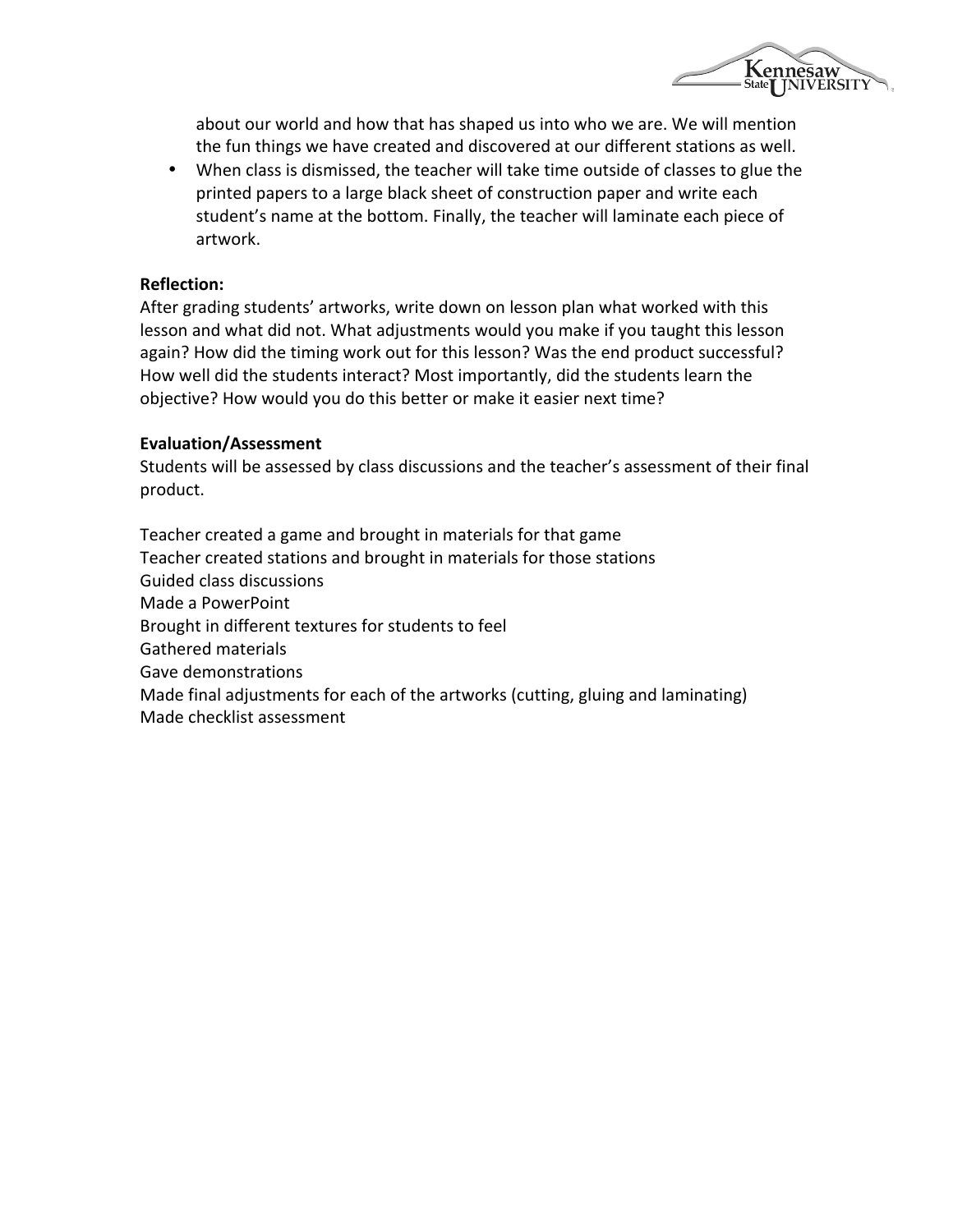about our world and how that has shaped us into who we are. We will mention the fun things we have created and discovered at our different stations as well.

- When class is dismissed, the teacher will take time outside of classes to glue the printed papers to a large black sheet of construction paper and write each student's name at the bottom. Finally, the teacher will laminate each piece of artwork.

**Reflection:**

After grading students' artworks, write down on lesson plan what worked with this lesson and what did not. What adjustments would you make if you taught this lesson again? How did the timing work out for this lesson? Was the end product successful? How well did the students interact? Most importantly, did the students learn the objective? How would you do this better or make it easier next time?

**Evaluation/Assessment**

Students will be assessed by class discussions and the teacher's assessment of their final product.

Teacher created a game and brought in materials for that game
Teacher created stations and brought in materials for those stations
Guided class discussions
Made a PowerPoint
Brought in different textures for students to feel
Gathered materials
Gave demonstrations
Made final adjustments for each of the artworks (cutting, gluing and laminating)
Made checklist assessment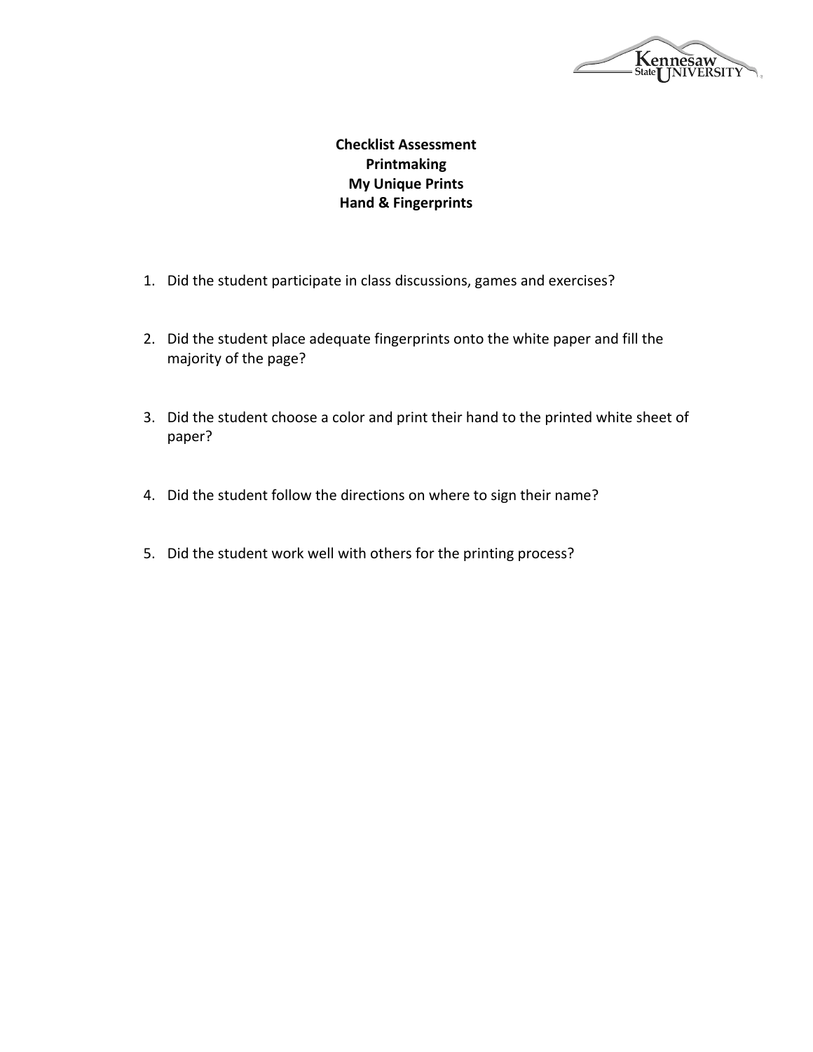**Checklist Assessment**
**Printmaking**
**My Unique Prints**
**Hand & Fingerprints**

1. Did the student participate in class discussions, games and exercises?

2. Did the student place adequate fingerprints onto the white paper and fill the majority of the page?

3. Did the student choose a color and print their hand to the printed white sheet of paper?

4. Did the student follow the directions on where to sign their name?

5. Did the student work well with others for the printing process?